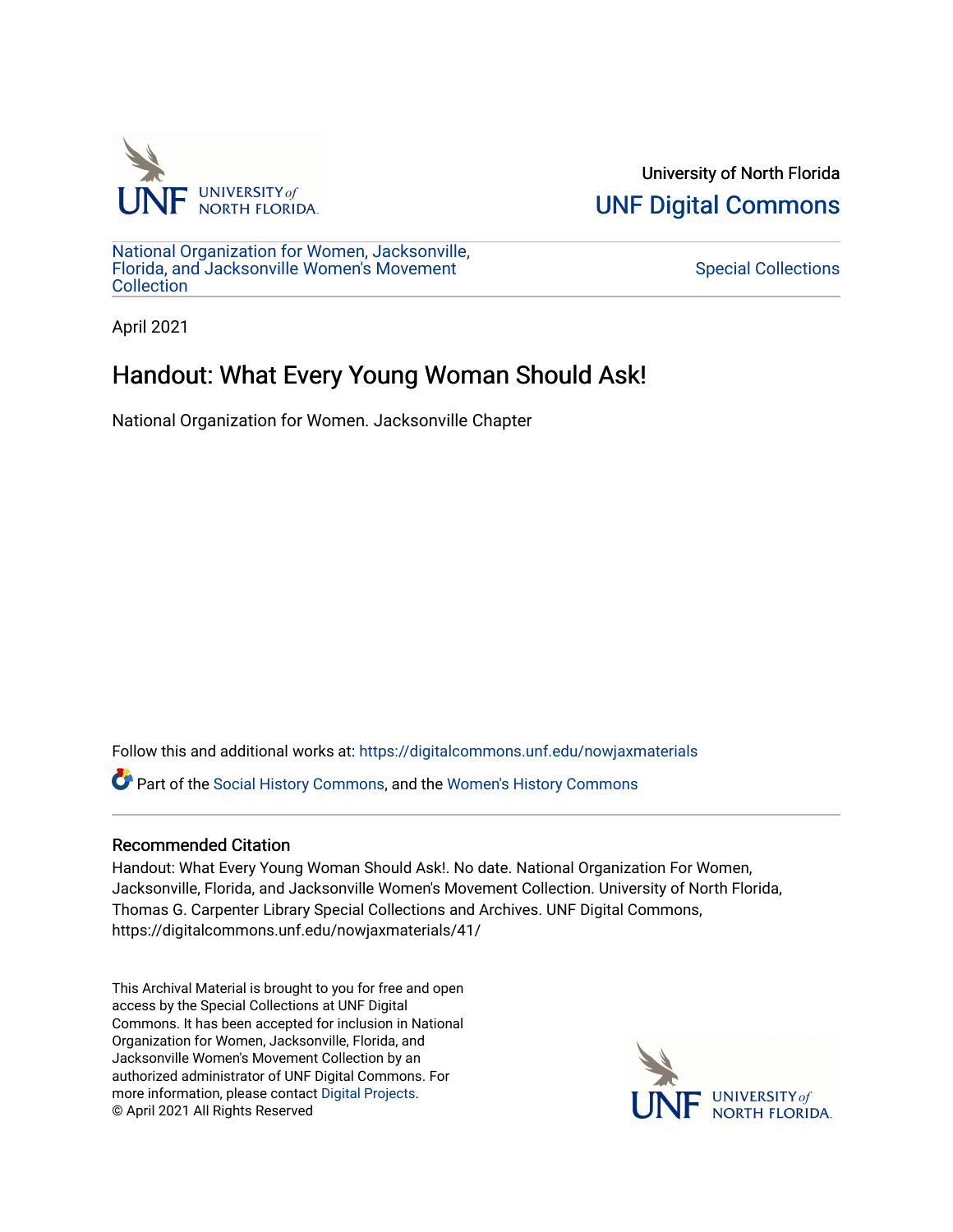University of North Florida

UNF Digital Commons

National Organization for Women, Jacksonville, Florida, and Jacksonville Women's Movement Collection

Special Collections

April 2021

# Handout: What Every Young Woman Should Ask!

National Organization for Women. Jacksonville Chapter

Follow this and additional works at: https://digitalcommons.unf.edu/nowjaxmaterials

Part of the Social History Commons, and the Women's History Commons

## Recommended Citation

Handout: What Every Young Woman Should Ask!. No date. National Organization For Women, Jacksonville, Florida, and Jacksonville Women's Movement Collection. University of North Florida, Thomas G. Carpenter Library Special Collections and Archives. UNF Digital Commons, https://digitalcommons.unf.edu/nowjaxmaterials/41/

This Archival Material is brought to you for free and open access by the Special Collections at UNF Digital Commons. It has been accepted for inclusion in National Organization for Women, Jacksonville, Florida, and Jacksonville Women's Movement Collection by an authorized administrator of UNF Digital Commons. For more information, please contact Digital Projects.
© April 2021 All Rights Reserved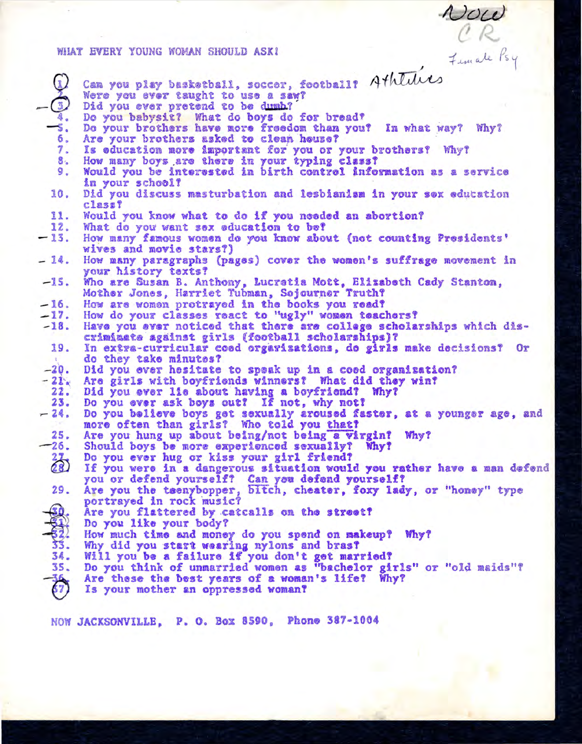NOW
CR
Female Psy

WHAT EVERY YOUNG WOMAN SHOULD ASK!

1. Can you play basketball, soccer, football? Athletics
2. Were you ever taught to use a saw?
3. Did you ever pretend to be dumb?
4. Do you babysit? What do boys do for bread?
5. Do your brothers have more freedom than you? In what way? Why?
6. Are your brothers asked to clean house?
7. Is education more important for you or your brothers? Why?
8. How many boys are there in your typing class?
9. Would you be interested in birth control information as a service in your school?
10. Did you discuss masturbation and lesbianism in your sex education class?
11. Would you know what to do if you needed an abortion?
12. What do you want sex education to be?
13. How many famous women do you know about (not counting Presidents' wives and movie stars?)
14. How many paragraphs (pages) cover the women's suffrage movement in your history texts?
15. Who are Susan B. Anthony, Lucretia Mott, Elizabeth Cady Stanton, Mother Jones, Harriet Tubman, Sojourner Truth?
16. How are women protrayed in the books you read?
17. How do your classes react to "ugly" women teachers?
18. Have you ever noticed that there are college scholarships which discriminate against girls (football scholarships)?
19. In extra-curricular coed orgarizations, do girls make decisions? Or do they take minutes?
20. Did you ever hesitate to speak up in a coed organization?
21. Are girls with boyfriends winners? What did they win?
22. Did you ever lie about having a boyfriend? Why?
23. Do you ever ask boys out? If not, why not?
24. Do you believe boys get sexually aroused faster, at a younger age, and more often than girls? Who told you that?
25. Are you hung up about being/not being a virgin? Why?
26. Should boys be more experienced sexually? Why?
27. Do you ever hug or kiss your girl friend?
28. If you were in a dangerous situation would you rather have a man defend you or defend yourself? Can you defend yourself?
29. Are you the teenybopper, bitch, cheater, foxy lady, or "honey" type portrayed in rock music?
30. Are you flattered by catcalls on the street?
31. Do you like your body?
32. How much time and money do you spend on makeup? Why?
33. Why did you start wearing nylons and bras?
34. Will you be a failure if you don't get married?
35. Do you think of unmarried women as "bachelor girls" or "old maids"?
36. Are these the best years of a woman's life? Why?
37. Is your mother an oppressed woman?

NOW JACKSONVILLE, P. O. Box 8590, Phone 387-1004